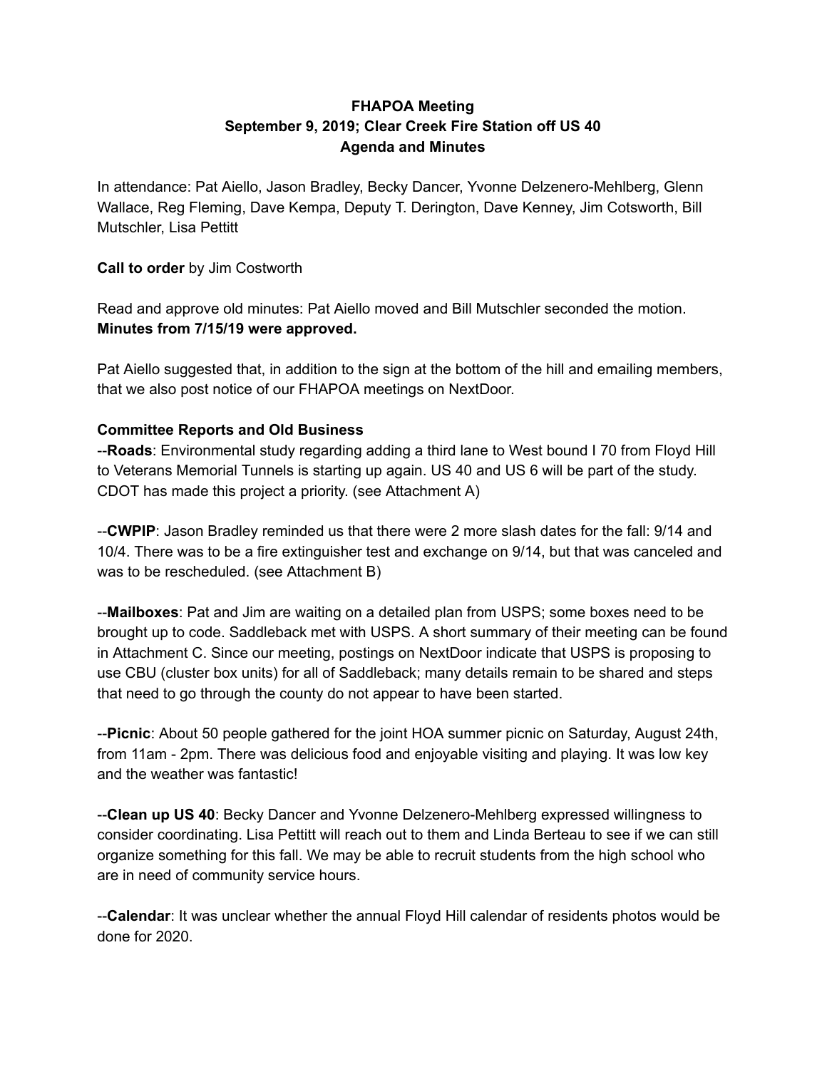**FHAPOA Meeting**
**September 9, 2019; Clear Creek Fire Station off US 40**
**Agenda and Minutes**

In attendance: Pat Aiello, Jason Bradley, Becky Dancer, Yvonne Delzenero-Mehlberg, Glenn Wallace, Reg Fleming, Dave Kempa, Deputy T. Derington, Dave Kenney, Jim Cotsworth, Bill Mutschler, Lisa Pettitt

**Call to order** by Jim Costworth

Read and approve old minutes: Pat Aiello moved and Bill Mutschler seconded the motion. **Minutes from 7/15/19 were approved.**

Pat Aiello suggested that, in addition to the sign at the bottom of the hill and emailing members, that we also post notice of our FHAPOA meetings on NextDoor.

**Committee Reports and Old Business**

--**Roads**: Environmental study regarding adding a third lane to West bound I 70 from Floyd Hill to Veterans Memorial Tunnels is starting up again. US 40 and US 6 will be part of the study. CDOT has made this project a priority. (see Attachment A)

--**CWPIP**: Jason Bradley reminded us that there were 2 more slash dates for the fall: 9/14 and 10/4. There was to be a fire extinguisher test and exchange on 9/14, but that was canceled and was to be rescheduled. (see Attachment B)

--**Mailboxes**: Pat and Jim are waiting on a detailed plan from USPS; some boxes need to be brought up to code. Saddleback met with USPS. A short summary of their meeting can be found in Attachment C. Since our meeting, postings on NextDoor indicate that USPS is proposing to use CBU (cluster box units) for all of Saddleback; many details remain to be shared and steps that need to go through the county do not appear to have been started.

--**Picnic**: About 50 people gathered for the joint HOA summer picnic on Saturday, August 24th, from 11am - 2pm. There was delicious food and enjoyable visiting and playing. It was low key and the weather was fantastic!

--**Clean up US 40**: Becky Dancer and Yvonne Delzenero-Mehlberg expressed willingness to consider coordinating. Lisa Pettitt will reach out to them and Linda Berteau to see if we can still organize something for this fall. We may be able to recruit students from the high school who are in need of community service hours.

--**Calendar**: It was unclear whether the annual Floyd Hill calendar of residents photos would be done for 2020.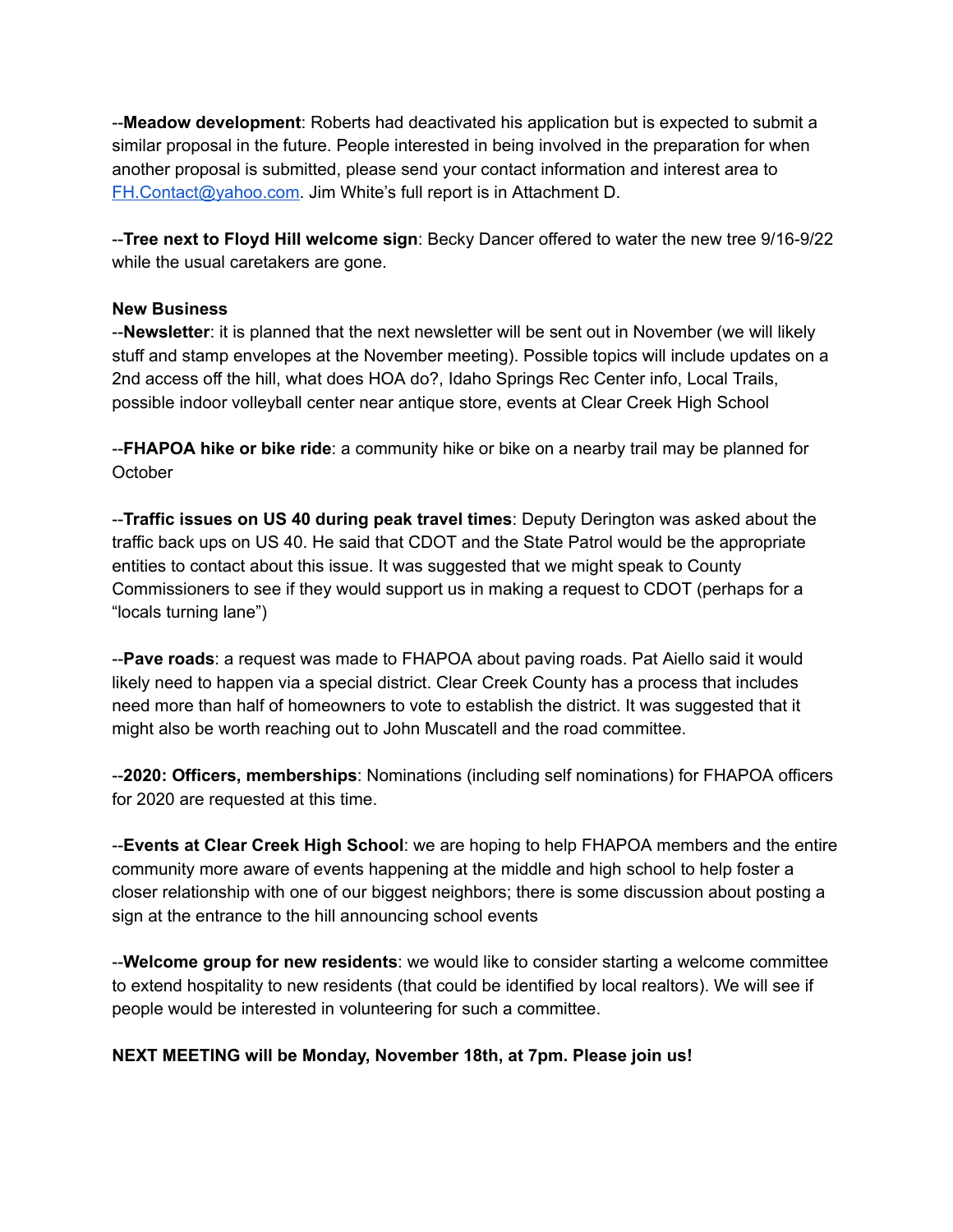--**Meadow development**: Roberts had deactivated his application but is expected to submit a similar proposal in the future. People interested in being involved in the preparation for when another proposal is submitted, please send your contact information and interest area to [FH.Contact@yahoo.com](mailto:FH.Contact@yahoo.com). Jim White's full report is in Attachment D.

--**Tree next to Floyd Hill welcome sign**: Becky Dancer offered to water the new tree 9/16-9/22 while the usual caretakers are gone.

**New Business**

--**Newsletter**: it is planned that the next newsletter will be sent out in November (we will likely stuff and stamp envelopes at the November meeting). Possible topics will include updates on a 2nd access off the hill, what does HOA do?, Idaho Springs Rec Center info, Local Trails, possible indoor volleyball center near antique store, events at Clear Creek High School

--**FHAPOA hike or bike ride**: a community hike or bike on a nearby trail may be planned for October

--**Traffic issues on US 40 during peak travel times**: Deputy Derington was asked about the traffic back ups on US 40. He said that CDOT and the State Patrol would be the appropriate entities to contact about this issue. It was suggested that we might speak to County Commissioners to see if they would support us in making a request to CDOT (perhaps for a "locals turning lane")

--**Pave roads**: a request was made to FHAPOA about paving roads. Pat Aiello said it would likely need to happen via a special district. Clear Creek County has a process that includes need more than half of homeowners to vote to establish the district. It was suggested that it might also be worth reaching out to John Muscatell and the road committee.

--**2020: Officers, memberships**: Nominations (including self nominations) for FHAPOA officers for 2020 are requested at this time.

--**Events at Clear Creek High School**: we are hoping to help FHAPOA members and the entire community more aware of events happening at the middle and high school to help foster a closer relationship with one of our biggest neighbors; there is some discussion about posting a sign at the entrance to the hill announcing school events

--**Welcome group for new residents**: we would like to consider starting a welcome committee to extend hospitality to new residents (that could be identified by local realtors). We will see if people would be interested in volunteering for such a committee.

**NEXT MEETING will be Monday, November 18th, at 7pm. Please join us!**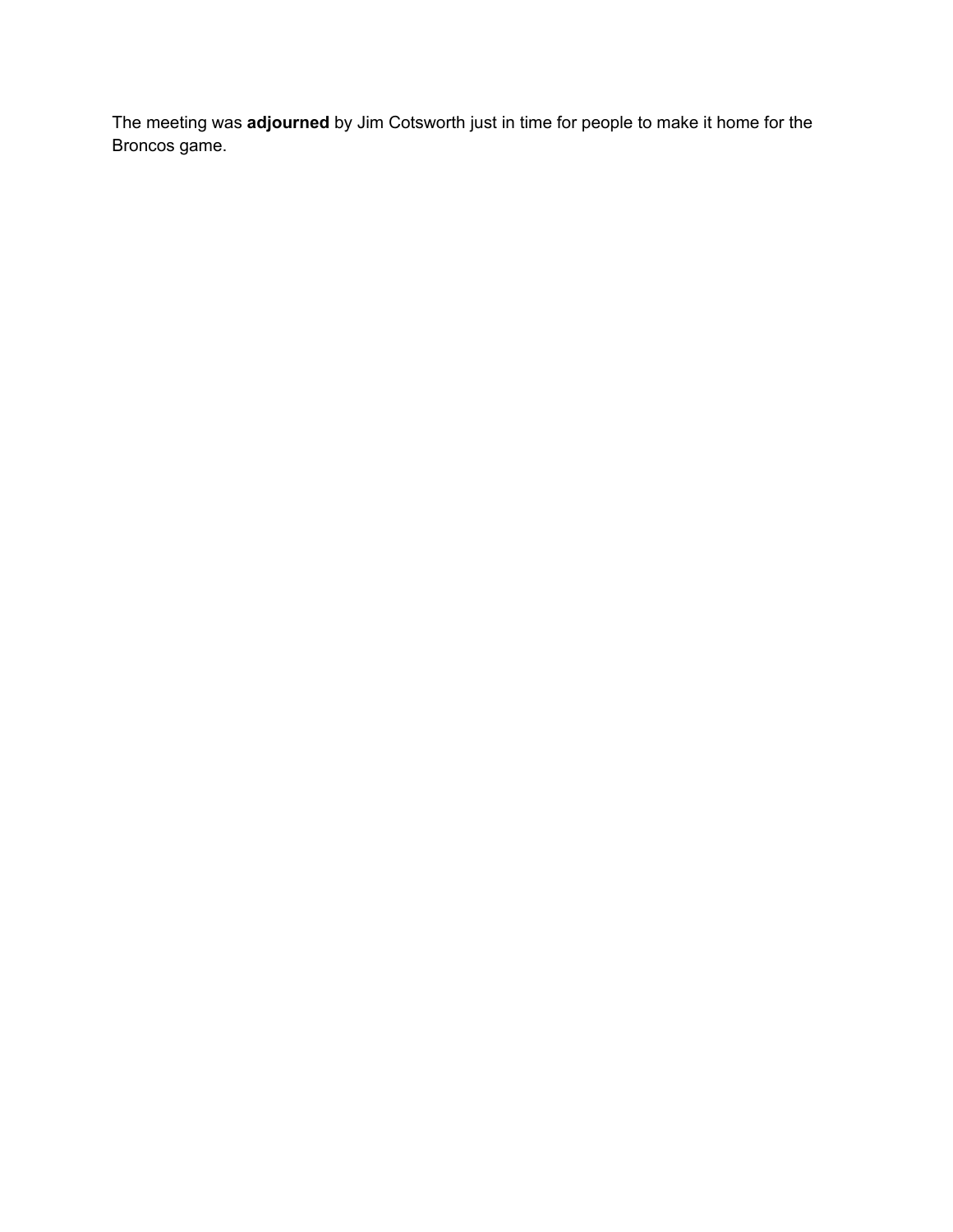The meeting was **adjourned** by Jim Cotsworth just in time for people to make it home for the Broncos game.